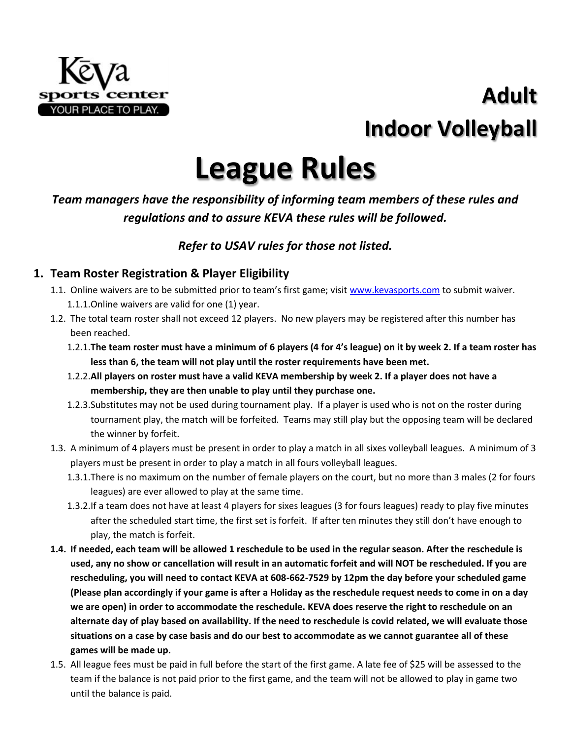# Adult Indoor Volleyball

# League Rules

***Team managers have the responsibility of informing team members of these rules and regulations and to assure KEVA these rules will be followed.***

***Refer to USAV rules for those not listed.***

## 1. Team Roster Registration & Player Eligibility

- 1.1. Online waivers are to be submitted prior to team's first game; visit [www.kevasports.com](http://www.kevasports.com) to submit waiver.
  - 1.1.1. Online waivers are valid for one (1) year.
- 1.2. The total team roster shall not exceed 12 players. No new players may be registered after this number has been reached.
  - 1.2.1. **The team roster must have a minimum of 6 players (4 for 4's league) on it by week 2. If a team roster has less than 6, the team will not play until the roster requirements have been met.**
  - 1.2.2. **All players on roster must have a valid KEVA membership by week 2. If a player does not have a membership, they are then unable to play until they purchase one.**
  - 1.2.3. Substitutes may not be used during tournament play. If a player is used who is not on the roster during tournament play, the match will be forfeited. Teams may still play but the opposing team will be declared the winner by forfeit.
- 1.3. A minimum of 4 players must be present in order to play a match in all sixes volleyball leagues. A minimum of 3 players must be present in order to play a match in all fours volleyball leagues.
  - 1.3.1. There is no maximum on the number of female players on the court, but no more than 3 males (2 for fours leagues) are ever allowed to play at the same time.
  - 1.3.2. If a team does not have at least 4 players for sixes leagues (3 for fours leagues) ready to play five minutes after the scheduled start time, the first set is forfeit. If after ten minutes they still don't have enough to play, the match is forfeit.
- **1.4. If needed, each team will be allowed 1 reschedule to be used in the regular season. After the reschedule is used, any no show or cancellation will result in an automatic forfeit and will NOT be rescheduled. If you are rescheduling, you will need to contact KEVA at 608-662-7529 by 12pm the day before your scheduled game (Please plan accordingly if your game is after a Holiday as the reschedule request needs to come in on a day we are open) in order to accommodate the reschedule. KEVA does reserve the right to reschedule on an alternate day of play based on availability. If the need to reschedule is covid related, we will evaluate those situations on a case by case basis and do our best to accommodate as we cannot guarantee all of these games will be made up.**
- 1.5. All league fees must be paid in full before the start of the first game. A late fee of $25 will be assessed to the team if the balance is not paid prior to the first game, and the team will not be allowed to play in game two until the balance is paid.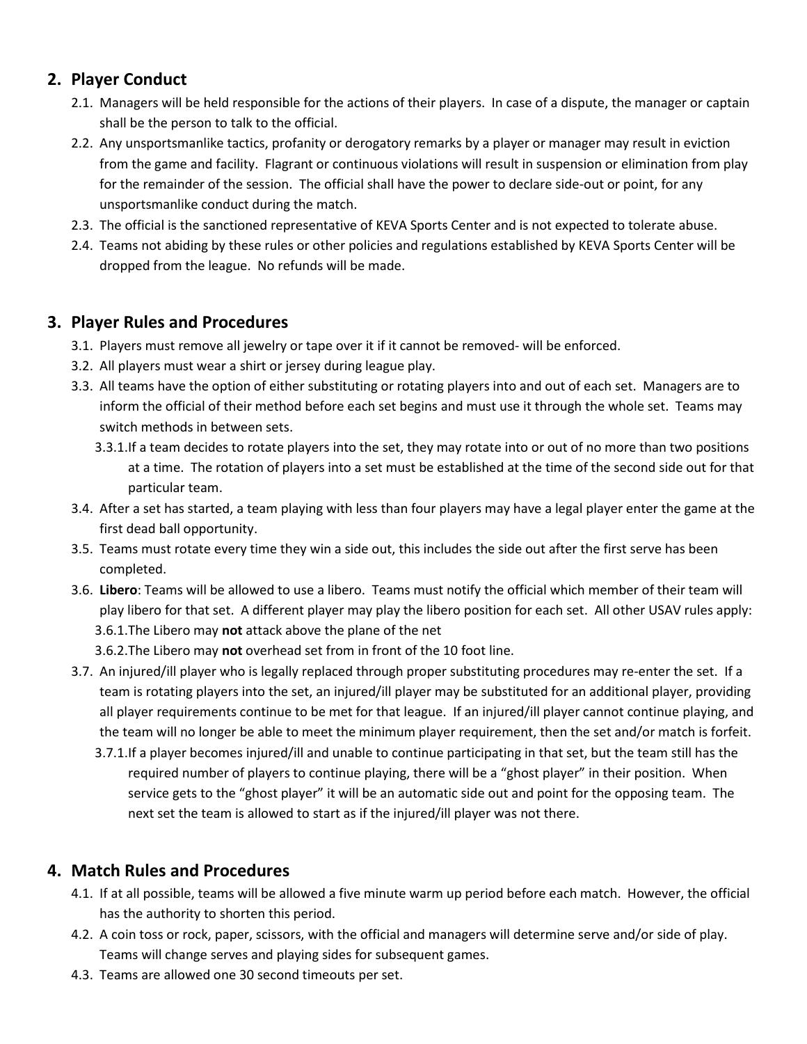## 2. Player Conduct

2.1. Managers will be held responsible for the actions of their players. In case of a dispute, the manager or captain shall be the person to talk to the official.

2.2. Any unsportsmanlike tactics, profanity or derogatory remarks by a player or manager may result in eviction from the game and facility. Flagrant or continuous violations will result in suspension or elimination from play for the remainder of the session. The official shall have the power to declare side-out or point, for any unsportsmanlike conduct during the match.

2.3. The official is the sanctioned representative of KEVA Sports Center and is not expected to tolerate abuse.

2.4. Teams not abiding by these rules or other policies and regulations established by KEVA Sports Center will be dropped from the league. No refunds will be made.

## 3. Player Rules and Procedures

3.1. Players must remove all jewelry or tape over it if it cannot be removed- will be enforced.

3.2. All players must wear a shirt or jersey during league play.

3.3. All teams have the option of either substituting or rotating players into and out of each set. Managers are to inform the official of their method before each set begins and must use it through the whole set. Teams may switch methods in between sets.

3.3.1. If a team decides to rotate players into the set, they may rotate into or out of no more than two positions at a time. The rotation of players into a set must be established at the time of the second side out for that particular team.

3.4. After a set has started, a team playing with less than four players may have a legal player enter the game at the first dead ball opportunity.

3.5. Teams must rotate every time they win a side out, this includes the side out after the first serve has been completed.

3.6. **Libero**: Teams will be allowed to use a libero. Teams must notify the official which member of their team will play libero for that set. A different player may play the libero position for each set. All other USAV rules apply:

3.6.1. The Libero may **not** attack above the plane of the net

3.6.2. The Libero may **not** overhead set from in front of the 10 foot line.

3.7. An injured/ill player who is legally replaced through proper substituting procedures may re-enter the set. If a team is rotating players into the set, an injured/ill player may be substituted for an additional player, providing all player requirements continue to be met for that league. If an injured/ill player cannot continue playing, and the team will no longer be able to meet the minimum player requirement, then the set and/or match is forfeit.

3.7.1. If a player becomes injured/ill and unable to continue participating in that set, but the team still has the required number of players to continue playing, there will be a "ghost player" in their position. When service gets to the "ghost player" it will be an automatic side out and point for the opposing team. The next set the team is allowed to start as if the injured/ill player was not there.

## 4. Match Rules and Procedures

4.1. If at all possible, teams will be allowed a five minute warm up period before each match. However, the official has the authority to shorten this period.

4.2. A coin toss or rock, paper, scissors, with the official and managers will determine serve and/or side of play. Teams will change serves and playing sides for subsequent games.

4.3. Teams are allowed one 30 second timeouts per set.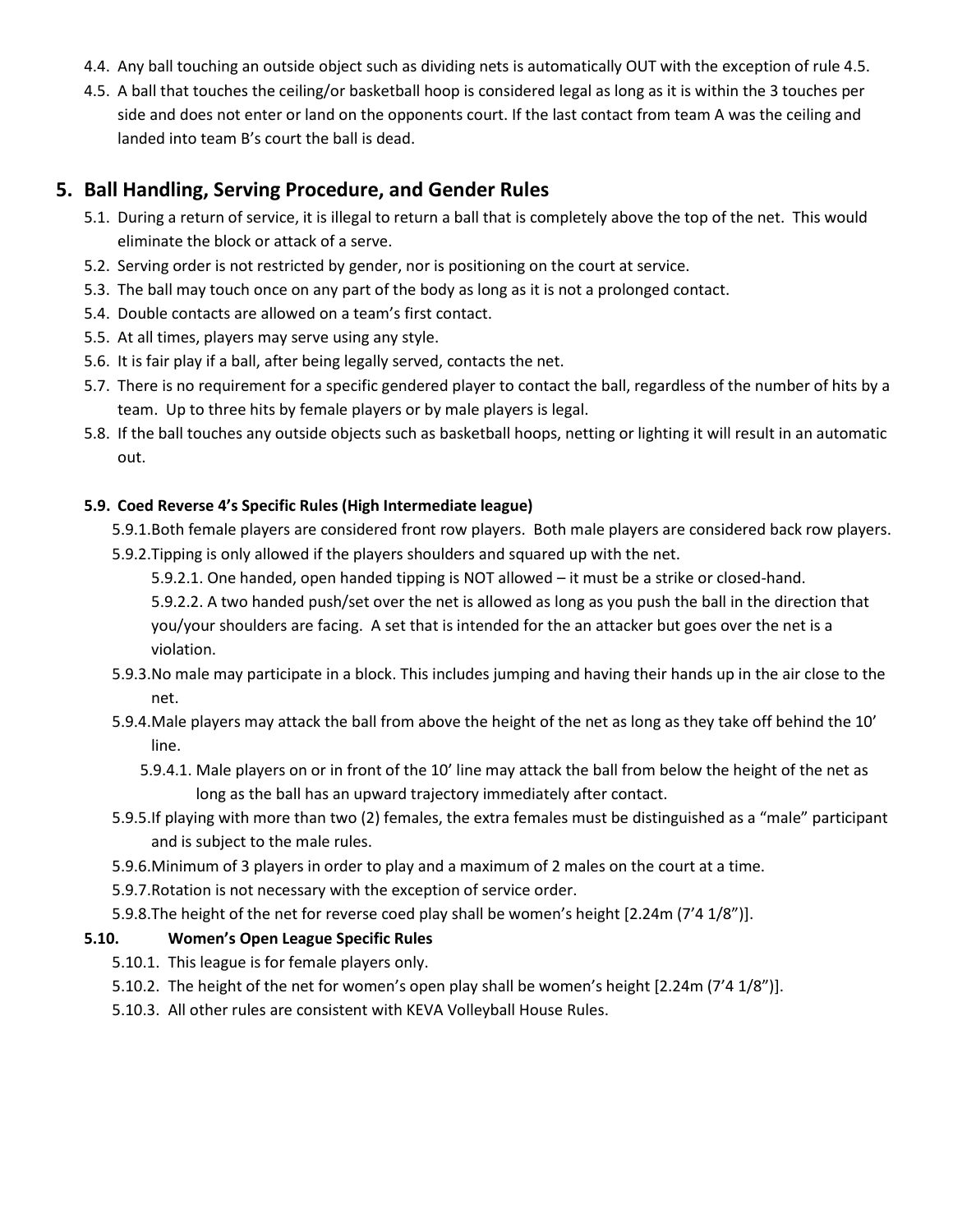4.4. Any ball touching an outside object such as dividing nets is automatically OUT with the exception of rule 4.5.

4.5. A ball that touches the ceiling/or basketball hoop is considered legal as long as it is within the 3 touches per side and does not enter or land on the opponents court. If the last contact from team A was the ceiling and landed into team B's court the ball is dead.

## 5. Ball Handling, Serving Procedure, and Gender Rules

5.1. During a return of service, it is illegal to return a ball that is completely above the top of the net. This would eliminate the block or attack of a serve.

5.2. Serving order is not restricted by gender, nor is positioning on the court at service.

5.3. The ball may touch once on any part of the body as long as it is not a prolonged contact.

5.4. Double contacts are allowed on a team's first contact.

5.5. At all times, players may serve using any style.

5.6. It is fair play if a ball, after being legally served, contacts the net.

5.7. There is no requirement for a specific gendered player to contact the ball, regardless of the number of hits by a team. Up to three hits by female players or by male players is legal.

5.8. If the ball touches any outside objects such as basketball hoops, netting or lighting it will result in an automatic out.

### 5.9. Coed Reverse 4's Specific Rules (High Intermediate league)

5.9.1. Both female players are considered front row players. Both male players are considered back row players.

5.9.2. Tipping is only allowed if the players shoulders and squared up with the net.

5.9.2.1. One handed, open handed tipping is NOT allowed – it must be a strike or closed-hand.

5.9.2.2. A two handed push/set over the net is allowed as long as you push the ball in the direction that you/your shoulders are facing. A set that is intended for the an attacker but goes over the net is a violation.

5.9.3. No male may participate in a block. This includes jumping and having their hands up in the air close to the net.

5.9.4. Male players may attack the ball from above the height of the net as long as they take off behind the 10' line.

5.9.4.1. Male players on or in front of the 10' line may attack the ball from below the height of the net as long as the ball has an upward trajectory immediately after contact.

5.9.5. If playing with more than two (2) females, the extra females must be distinguished as a "male" participant and is subject to the male rules.

5.9.6. Minimum of 3 players in order to play and a maximum of 2 males on the court at a time.

5.9.7. Rotation is not necessary with the exception of service order.

5.9.8. The height of the net for reverse coed play shall be women's height [2.24m (7'4 1/8")].

### 5.10. Women's Open League Specific Rules

5.10.1. This league is for female players only.

5.10.2. The height of the net for women's open play shall be women's height [2.24m (7'4 1/8")].

5.10.3. All other rules are consistent with KEVA Volleyball House Rules.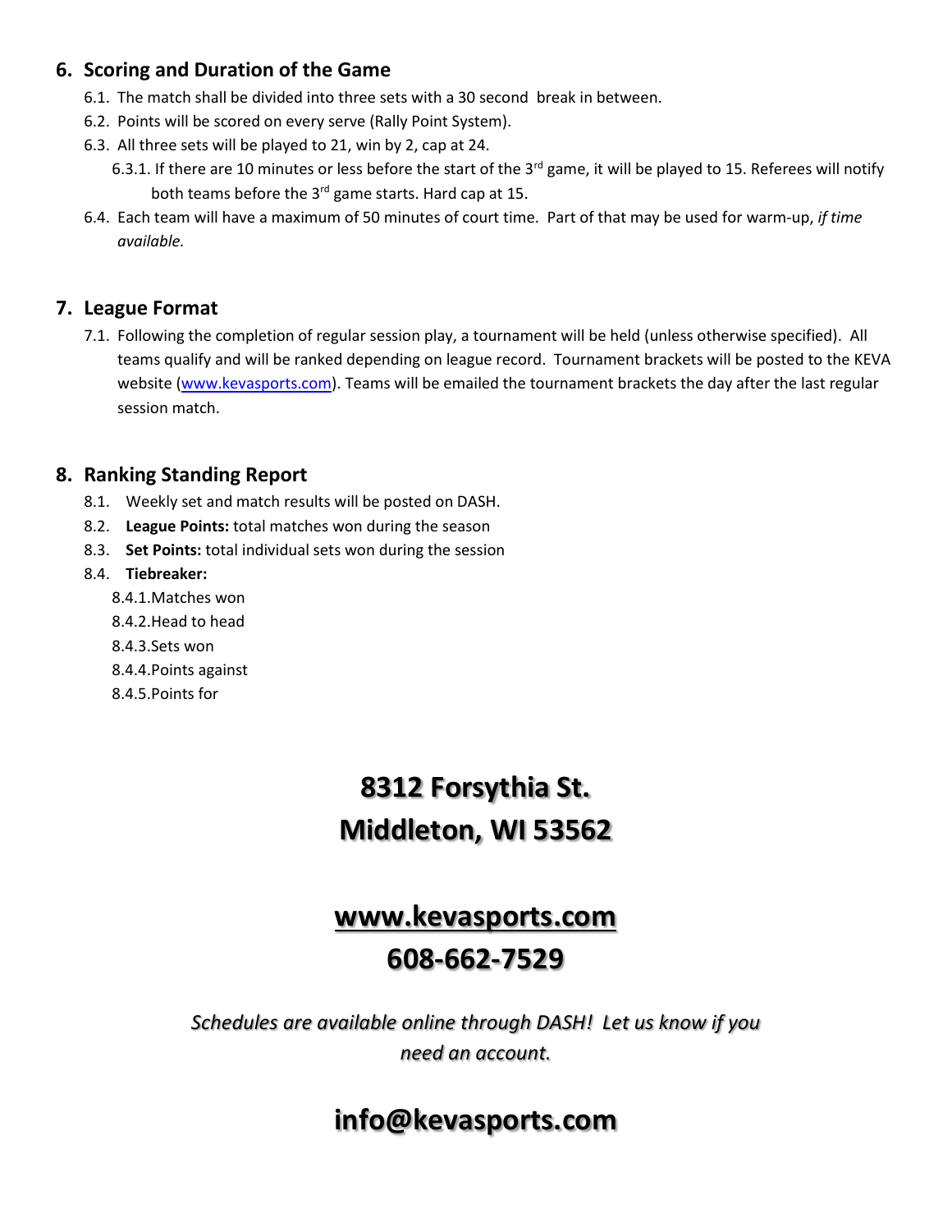## 6. Scoring and Duration of the Game

6.1. The match shall be divided into three sets with a 30 second break in between.

6.2. Points will be scored on every serve (Rally Point System).

6.3. All three sets will be played to 21, win by 2, cap at 24.

6.3.1. If there are 10 minutes or less before the start of the 3rd game, it will be played to 15. Referees will notify both teams before the 3rd game starts. Hard cap at 15.

6.4. Each team will have a maximum of 50 minutes of court time. Part of that may be used for warm-up, *if time available.*

## 7. League Format

7.1. Following the completion of regular session play, a tournament will be held (unless otherwise specified). All teams qualify and will be ranked depending on league record. Tournament brackets will be posted to the KEVA website (www.kevasports.com). Teams will be emailed the tournament brackets the day after the last regular session match.

## 8. Ranking Standing Report

8.1. Weekly set and match results will be posted on DASH.

8.2. **League Points:** total matches won during the season

8.3. **Set Points:** total individual sets won during the session

8.4. **Tiebreaker:**

8.4.1. Matches won

8.4.2. Head to head

8.4.3. Sets won

8.4.4. Points against

8.4.5. Points for

# 8312 Forsythia St.
# Middleton, WI 53562

# www.kevasports.com
# 608-662-7529

*Schedules are available online through DASH! Let us know if you need an account.*

# info@kevasports.com